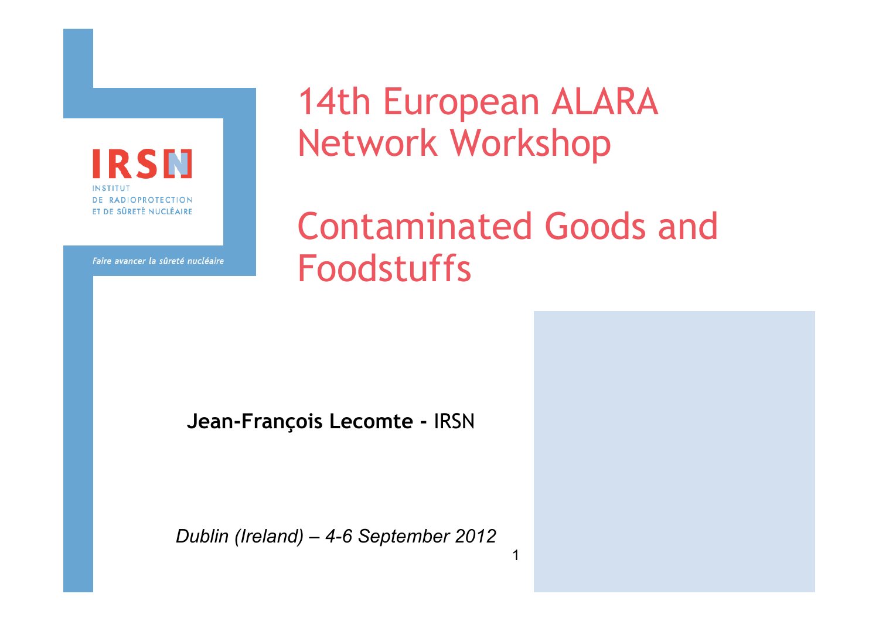# 14th European ALARA Network Workshop

# Contaminated Goods and Foodstuffs

**Jean-François Lecomte -** IRSN

*Dublin (Ireland) – 4-6 September 2012*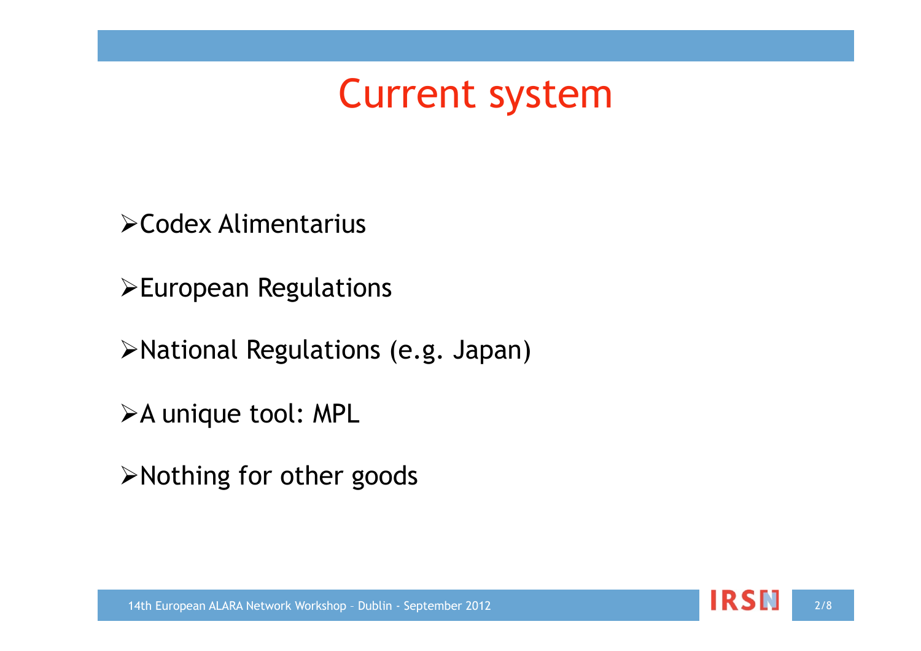# Current system

- Codex Alimentarius
- European Regulations
- National Regulations (e.g. Japan)
- A unique tool: MPL
- Nothing for other goods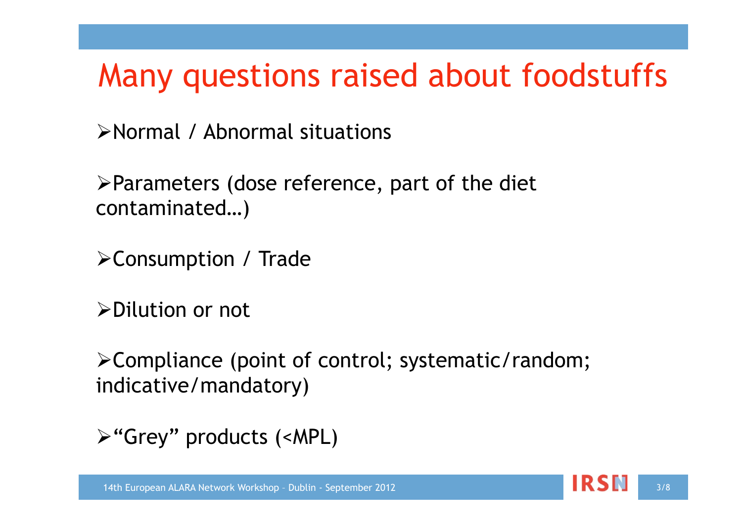# Many questions raised about foodstuffs

- Normal / Abnormal situations
- Parameters (dose reference, part of the diet contaminated…)
- Consumption / Trade
- Dilution or not
- Compliance (point of control; systematic/random; indicative/mandatory)
- "Grey" products (<MPL)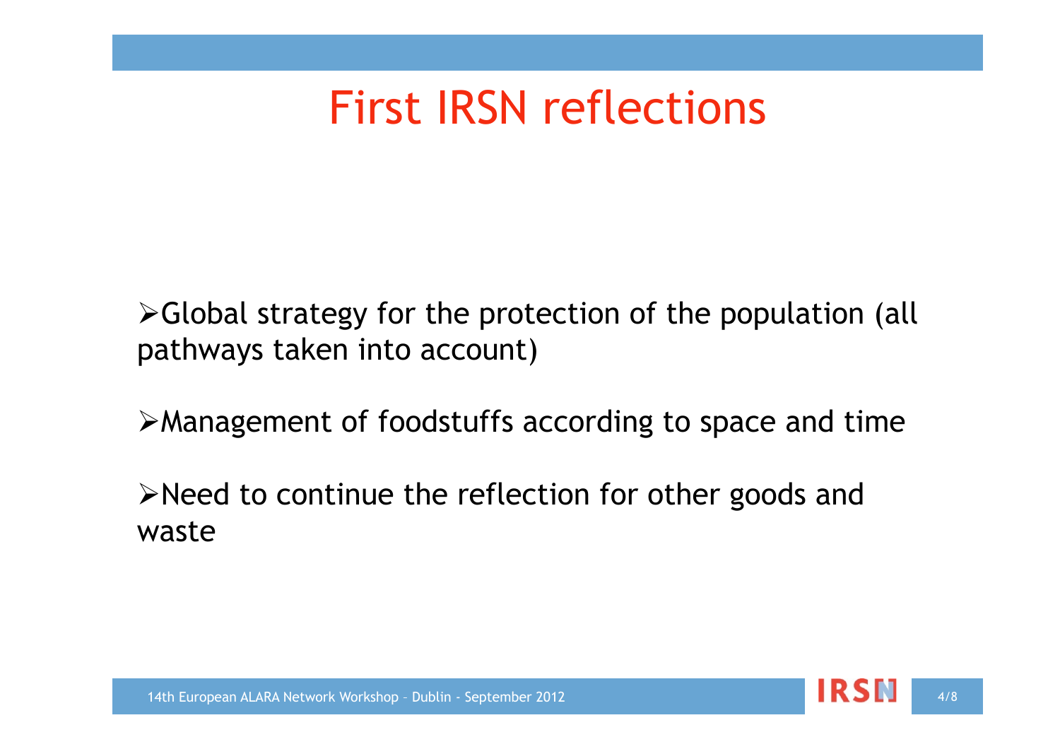# First IRSN reflections

- Global strategy for the protection of the population (all pathways taken into account)
- Management of foodstuffs according to space and time
- Need to continue the reflection for other goods and waste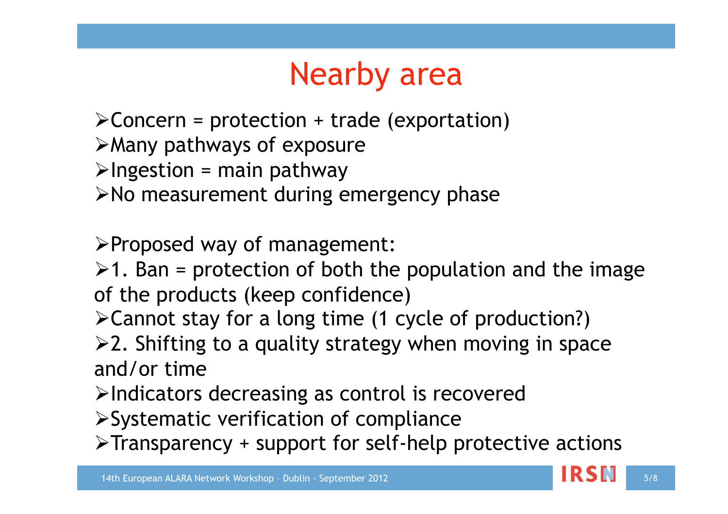# Nearby area

- Concern = protection + trade (exportation)
- Many pathways of exposure
- Ingestion = main pathway
- No measurement during emergency phase

- Proposed way of management:
- 1. Ban = protection of both the population and the image of the products (keep confidence)
- Cannot stay for a long time (1 cycle of production?)
- 2. Shifting to a quality strategy when moving in space and/or time
- Indicators decreasing as control is recovered
- Systematic verification of compliance
- Transparency + support for self-help protective actions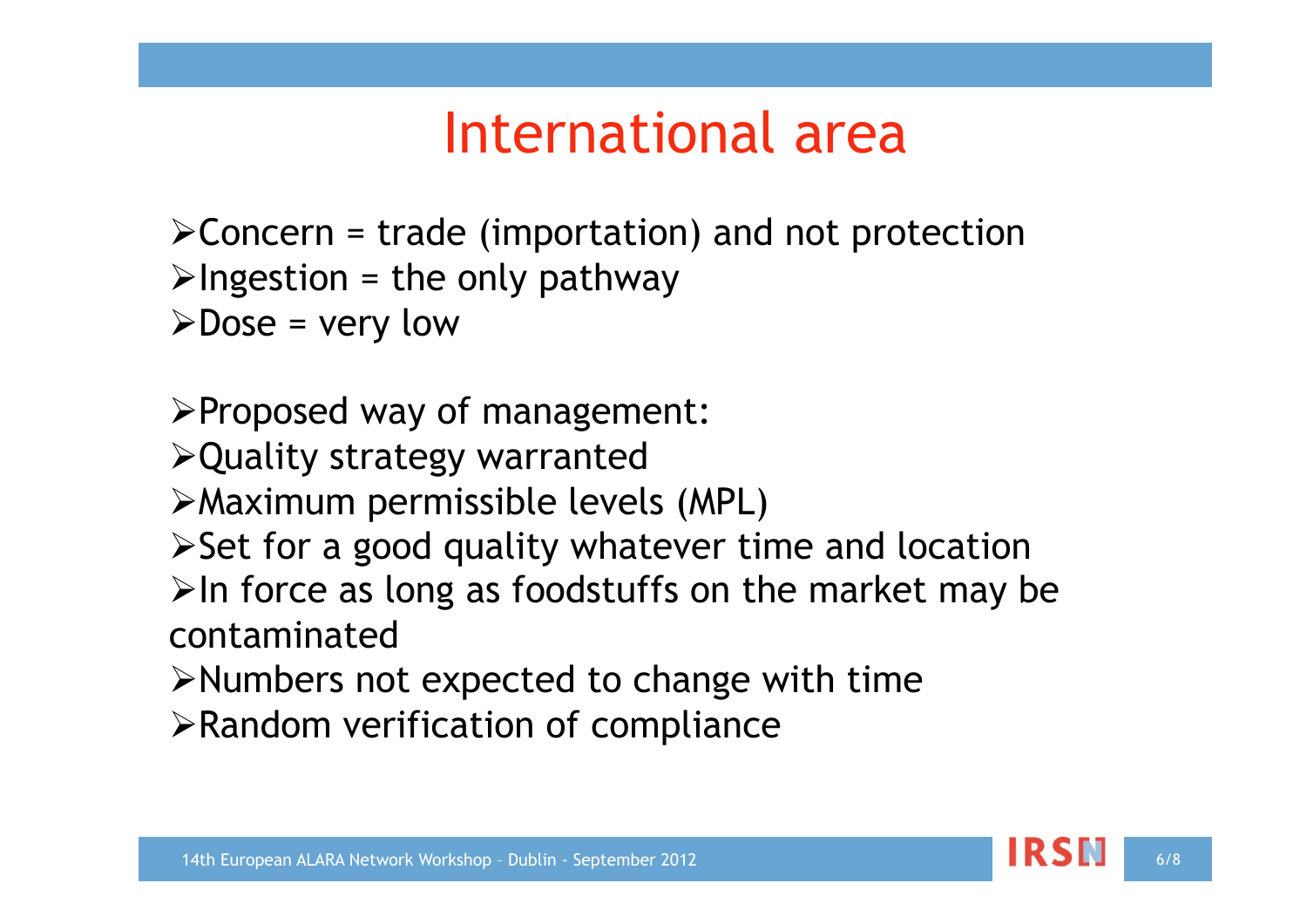# International area

- Concern = trade (importation) and not protection
- Ingestion = the only pathway
- Dose = very low

- Proposed way of management:
- Quality strategy warranted
- Maximum permissible levels (MPL)
- Set for a good quality whatever time and location
- In force as long as foodstuffs on the market may be contaminated
- Numbers not expected to change with time
- Random verification of compliance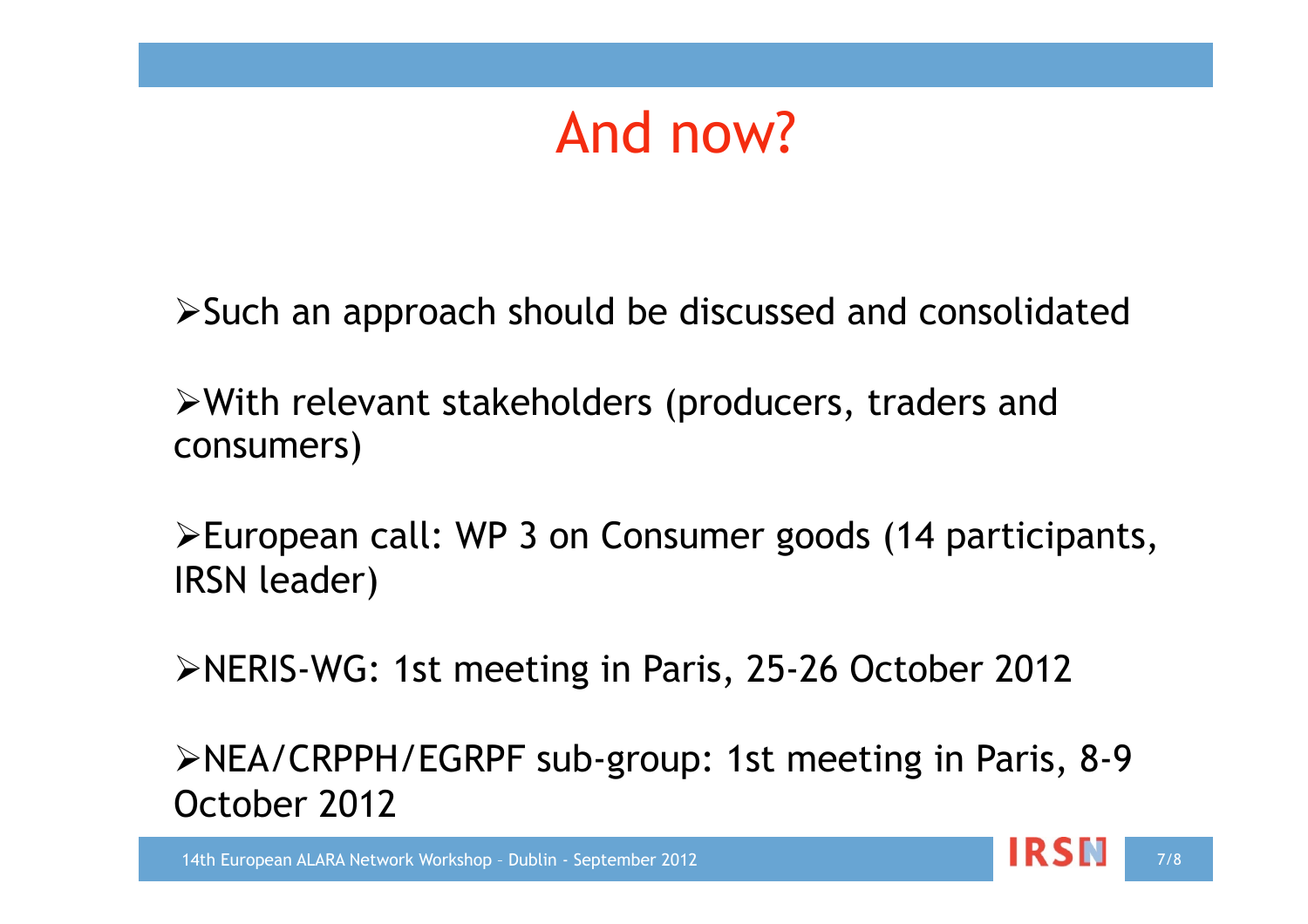# And now?

- Such an approach should be discussed and consolidated
- With relevant stakeholders (producers, traders and consumers)
- European call: WP 3 on Consumer goods (14 participants, IRSN leader)
- NERIS-WG: 1st meeting in Paris, 25-26 October 2012
- NEA/CRPPH/EGRPF sub-group: 1st meeting in Paris, 8-9 October 2012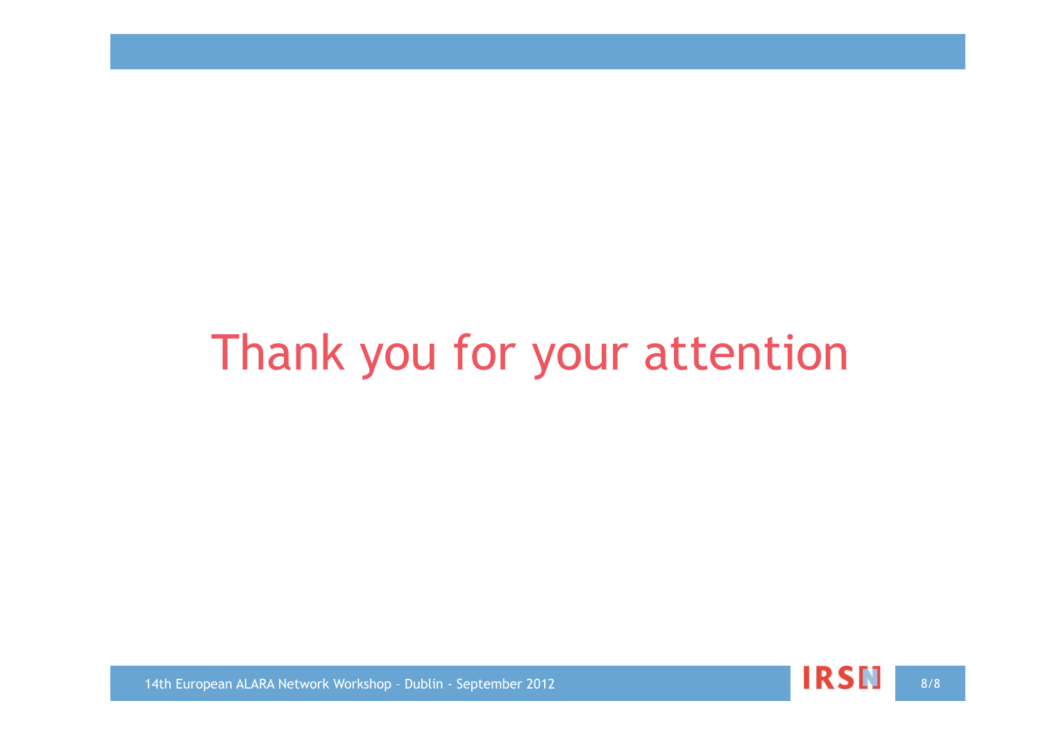# Thank you for your attention